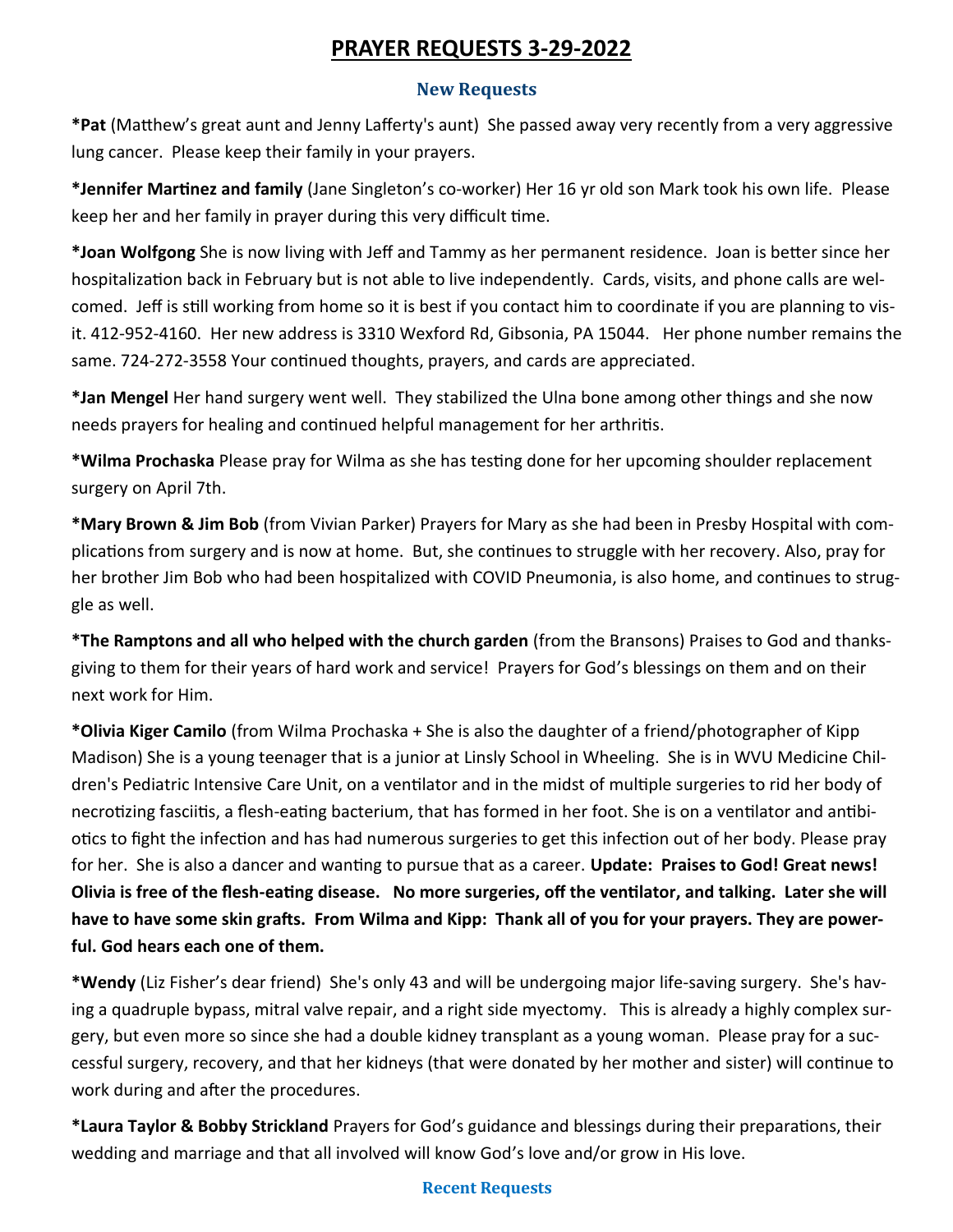# PRAYER REQUESTS 3-29-2022

## New Requests

***Pat** (Matthew's great aunt and Jenny Lafferty's aunt) She passed away very recently from a very aggressive lung cancer. Please keep their family in your prayers.

***Jennifer Martinez and family** (Jane Singleton's co-worker) Her 16 yr old son Mark took his own life. Please keep her and her family in prayer during this very difficult time.

***Joan Wolfgong** She is now living with Jeff and Tammy as her permanent residence. Joan is better since her hospitalization back in February but is not able to live independently. Cards, visits, and phone calls are welcomed. Jeff is still working from home so it is best if you contact him to coordinate if you are planning to visit. 412-952-4160. Her new address is 3310 Wexford Rd, Gibsonia, PA 15044. Her phone number remains the same. 724-272-3558 Your continued thoughts, prayers, and cards are appreciated.

***Jan Mengel** Her hand surgery went well. They stabilized the Ulna bone among other things and she now needs prayers for healing and continued helpful management for her arthritis.

***Wilma Prochaska** Please pray for Wilma as she has testing done for her upcoming shoulder replacement surgery on April 7th.

***Mary Brown & Jim Bob** (from Vivian Parker) Prayers for Mary as she had been in Presby Hospital with complications from surgery and is now at home. But, she continues to struggle with her recovery. Also, pray for her brother Jim Bob who had been hospitalized with COVID Pneumonia, is also home, and continues to struggle as well.

***The Ramptons and all who helped with the church garden** (from the Bransons) Praises to God and thanksgiving to them for their years of hard work and service! Prayers for God's blessings on them and on their next work for Him.

***Olivia Kiger Camilo** (from Wilma Prochaska + She is also the daughter of a friend/photographer of Kipp Madison) She is a young teenager that is a junior at Linsly School in Wheeling. She is in WVU Medicine Children's Pediatric Intensive Care Unit, on a ventilator and in the midst of multiple surgeries to rid her body of necrotizing fasciitis, a flesh-eating bacterium, that has formed in her foot. She is on a ventilator and antibiotics to fight the infection and has had numerous surgeries to get this infection out of her body. Please pray for her. She is also a dancer and wanting to pursue that as a career. **Update: Praises to God! Great news! Olivia is free of the flesh-eating disease. No more surgeries, off the ventilator, and talking. Later she will have to have some skin grafts. From Wilma and Kipp: Thank all of you for your prayers. They are powerful. God hears each one of them.**

***Wendy** (Liz Fisher's dear friend) She's only 43 and will be undergoing major life-saving surgery. She's having a quadruple bypass, mitral valve repair, and a right side myectomy. This is already a highly complex surgery, but even more so since she had a double kidney transplant as a young woman. Please pray for a successful surgery, recovery, and that her kidneys (that were donated by her mother and sister) will continue to work during and after the procedures.

***Laura Taylor & Bobby Strickland** Prayers for God's guidance and blessings during their preparations, their wedding and marriage and that all involved will know God's love and/or grow in His love.

## Recent Requests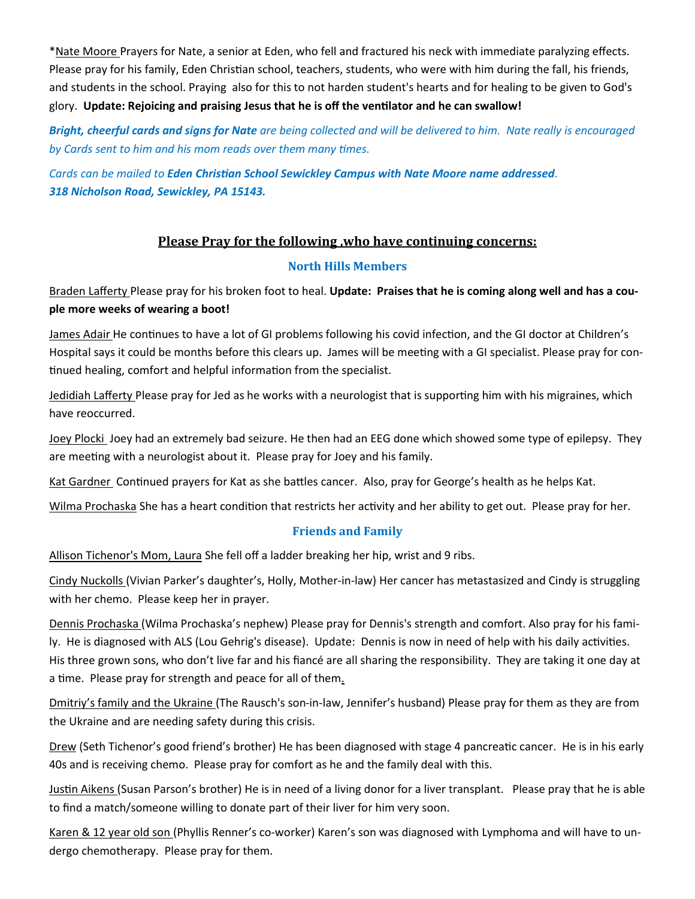*Nate Moore Prayers for Nate, a senior at Eden, who fell and fractured his neck with immediate paralyzing effects. Please pray for his family, Eden Christian school, teachers, students, who were with him during the fall, his friends, and students in the school. Praying also for this to not harden student's hearts and for healing to be given to God's glory. **Update: Rejoicing and praising Jesus that he is off the ventilator and he can swallow!**

***Bright, cheerful cards and signs for Nate** are being collected and will be delivered to him. Nate really is encouraged by Cards sent to him and his mom reads over them many times.*

*Cards can be mailed to **Eden Christian School Sewickley Campus with Nate Moore name addressed**.*
***318 Nicholson Road, Sewickley, PA 15143.***

## Please Pray for the following ,who have continuing concerns:

### North Hills Members

Braden Lafferty Please pray for his broken foot to heal. **Update: Praises that he is coming along well and has a couple more weeks of wearing a boot!**

James Adair He continues to have a lot of GI problems following his covid infection, and the GI doctor at Children's Hospital says it could be months before this clears up. James will be meeting with a GI specialist. Please pray for continued healing, comfort and helpful information from the specialist.

Jedidiah Lafferty Please pray for Jed as he works with a neurologist that is supporting him with his migraines, which have reoccurred.

Joey Plocki Joey had an extremely bad seizure. He then had an EEG done which showed some type of epilepsy. They are meeting with a neurologist about it. Please pray for Joey and his family.

Kat Gardner Continued prayers for Kat as she battles cancer. Also, pray for George's health as he helps Kat.

Wilma Prochaska She has a heart condition that restricts her activity and her ability to get out. Please pray for her.

### Friends and Family

Allison Tichenor's Mom, Laura She fell off a ladder breaking her hip, wrist and 9 ribs.

Cindy Nuckolls (Vivian Parker's daughter's, Holly, Mother-in-law) Her cancer has metastasized and Cindy is struggling with her chemo. Please keep her in prayer.

Dennis Prochaska (Wilma Prochaska's nephew) Please pray for Dennis's strength and comfort. Also pray for his family. He is diagnosed with ALS (Lou Gehrig's disease). Update: Dennis is now in need of help with his daily activities. His three grown sons, who don't live far and his fiancé are all sharing the responsibility. They are taking it one day at a time. Please pray for strength and peace for all of them.

Dmitriy's family and the Ukraine (The Rausch's son-in-law, Jennifer's husband) Please pray for them as they are from the Ukraine and are needing safety during this crisis.

Drew (Seth Tichenor's good friend's brother) He has been diagnosed with stage 4 pancreatic cancer. He is in his early 40s and is receiving chemo. Please pray for comfort as he and the family deal with this.

Justin Aikens (Susan Parson's brother) He is in need of a living donor for a liver transplant. Please pray that he is able to find a match/someone willing to donate part of their liver for him very soon.

Karen & 12 year old son (Phyllis Renner's co-worker) Karen's son was diagnosed with Lymphoma and will have to undergo chemotherapy. Please pray for them.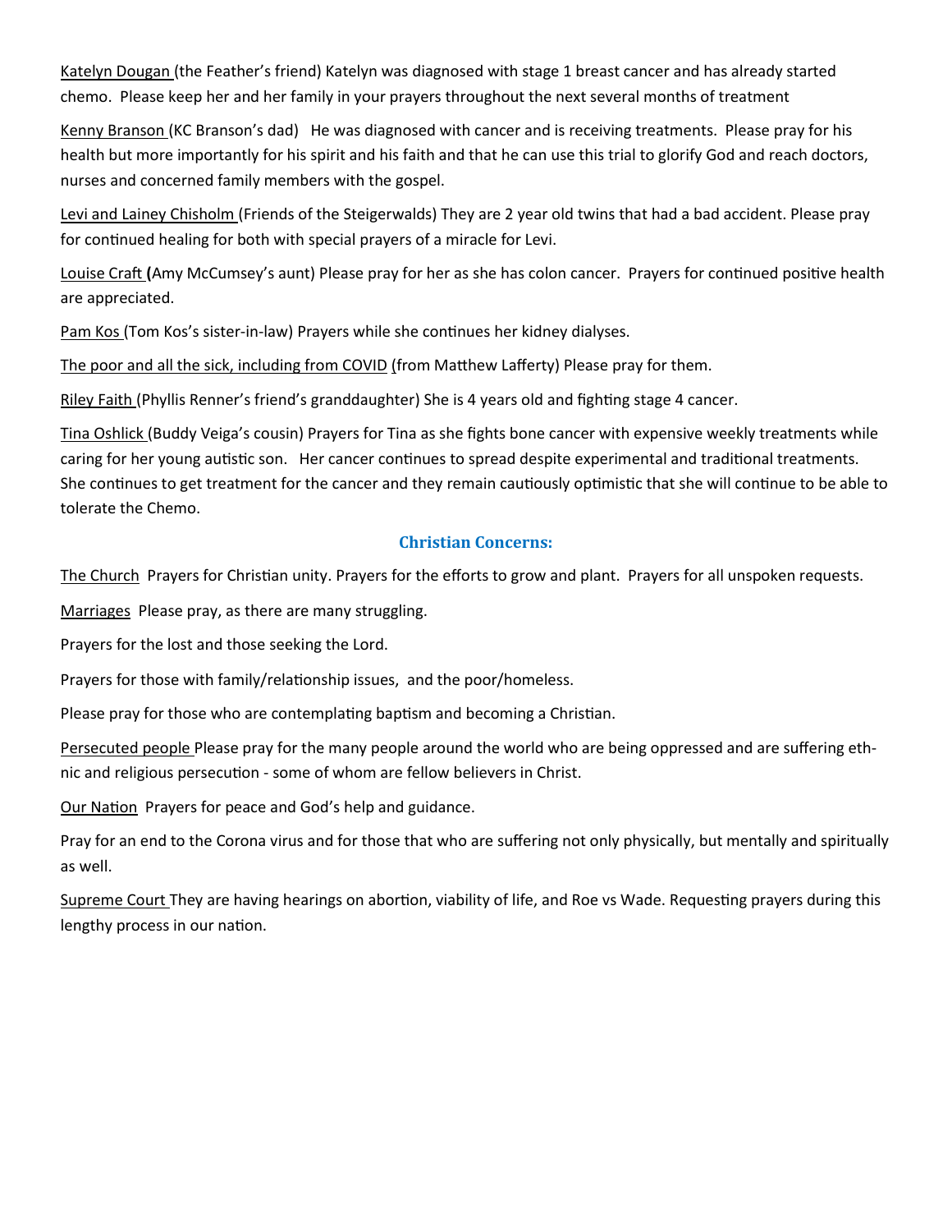Katelyn Dougan (the Feather's friend) Katelyn was diagnosed with stage 1 breast cancer and has already started chemo. Please keep her and her family in your prayers throughout the next several months of treatment

Kenny Branson (KC Branson's dad) He was diagnosed with cancer and is receiving treatments. Please pray for his health but more importantly for his spirit and his faith and that he can use this trial to glorify God and reach doctors, nurses and concerned family members with the gospel.

Levi and Lainey Chisholm (Friends of the Steigerwalds) They are 2 year old twins that had a bad accident. Please pray for continued healing for both with special prayers of a miracle for Levi.

Louise Craft (Amy McCumsey's aunt) Please pray for her as she has colon cancer. Prayers for continued positive health are appreciated.

Pam Kos (Tom Kos's sister-in-law) Prayers while she continues her kidney dialyses.

The poor and all the sick, including from COVID (from Matthew Lafferty) Please pray for them.

Riley Faith (Phyllis Renner's friend's granddaughter) She is 4 years old and fighting stage 4 cancer.

Tina Oshlick (Buddy Veiga's cousin) Prayers for Tina as she fights bone cancer with expensive weekly treatments while caring for her young autistic son. Her cancer continues to spread despite experimental and traditional treatments. She continues to get treatment for the cancer and they remain cautiously optimistic that she will continue to be able to tolerate the Chemo.

## Christian Concerns:

The Church Prayers for Christian unity. Prayers for the efforts to grow and plant. Prayers for all unspoken requests.

Marriages Please pray, as there are many struggling.

Prayers for the lost and those seeking the Lord.

Prayers for those with family/relationship issues, and the poor/homeless.

Please pray for those who are contemplating baptism and becoming a Christian.

Persecuted people Please pray for the many people around the world who are being oppressed and are suffering ethnic and religious persecution - some of whom are fellow believers in Christ.

Our Nation Prayers for peace and God's help and guidance.

Pray for an end to the Corona virus and for those that who are suffering not only physically, but mentally and spiritually as well.

Supreme Court They are having hearings on abortion, viability of life, and Roe vs Wade. Requesting prayers during this lengthy process in our nation.